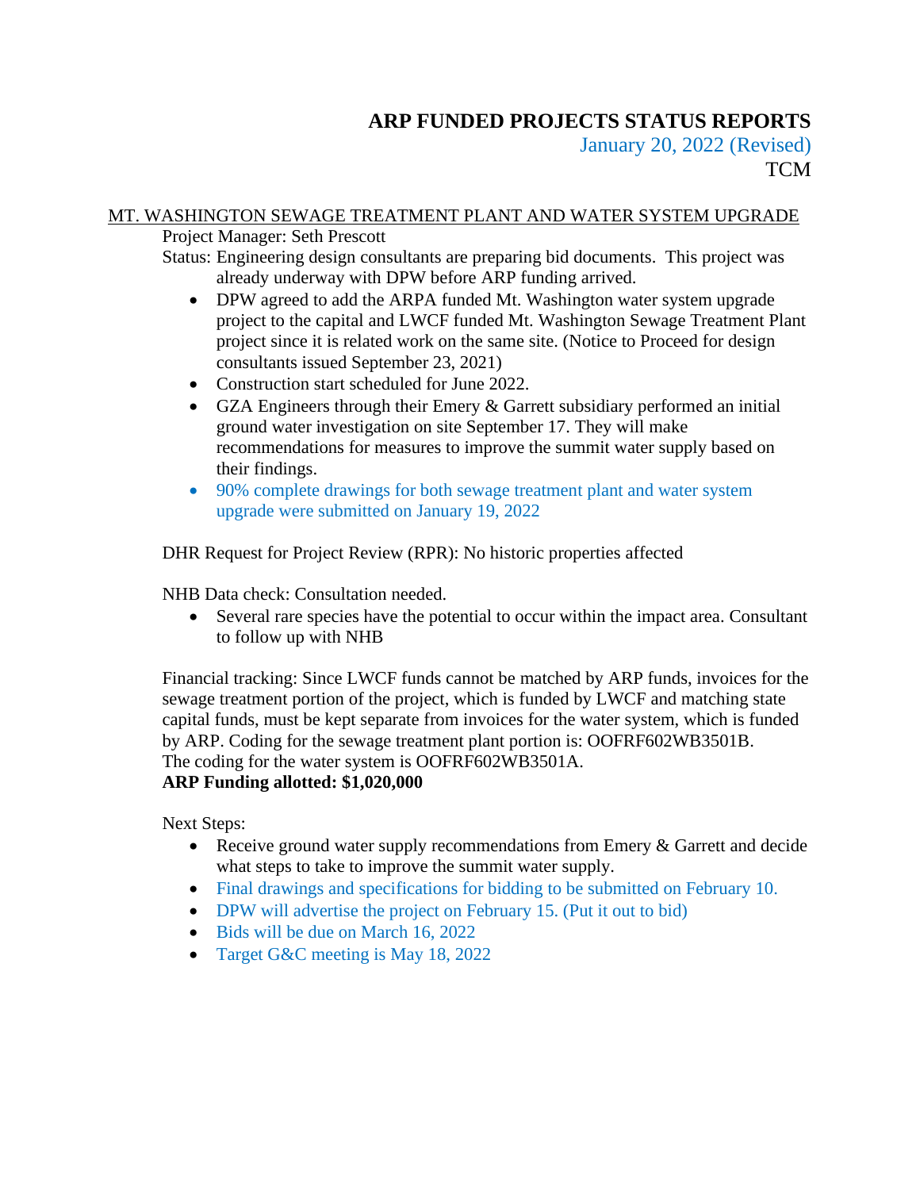# ARP FUNDED PROJECTS STATUS REPORTS

January 20, 2022 (Revised)

TCM

## MT. WASHINGTON SEWAGE TREATMENT PLANT AND WATER SYSTEM UPGRADE

Project Manager: Seth Prescott

Status: Engineering design consultants are preparing bid documents. This project was already underway with DPW before ARP funding arrived.

- DPW agreed to add the ARPA funded Mt. Washington water system upgrade project to the capital and LWCF funded Mt. Washington Sewage Treatment Plant project since it is related work on the same site. (Notice to Proceed for design consultants issued September 23, 2021)
- Construction start scheduled for June 2022.
- GZA Engineers through their Emery & Garrett subsidiary performed an initial ground water investigation on site September 17. They will make recommendations for measures to improve the summit water supply based on their findings.
- 90% complete drawings for both sewage treatment plant and water system upgrade were submitted on January 19, 2022

DHR Request for Project Review (RPR): No historic properties affected

NHB Data check: Consultation needed.

- Several rare species have the potential to occur within the impact area. Consultant to follow up with NHB

Financial tracking: Since LWCF funds cannot be matched by ARP funds, invoices for the sewage treatment portion of the project, which is funded by LWCF and matching state capital funds, must be kept separate from invoices for the water system, which is funded by ARP. Coding for the sewage treatment plant portion is: OOFRF602WB3501B. The coding for the water system is OOFRF602WB3501A.

**ARP Funding allotted: $1,020,000**

Next Steps:

- Receive ground water supply recommendations from Emery & Garrett and decide what steps to take to improve the summit water supply.
- Final drawings and specifications for bidding to be submitted on February 10.
- DPW will advertise the project on February 15. (Put it out to bid)
- Bids will be due on March 16, 2022
- Target G&C meeting is May 18, 2022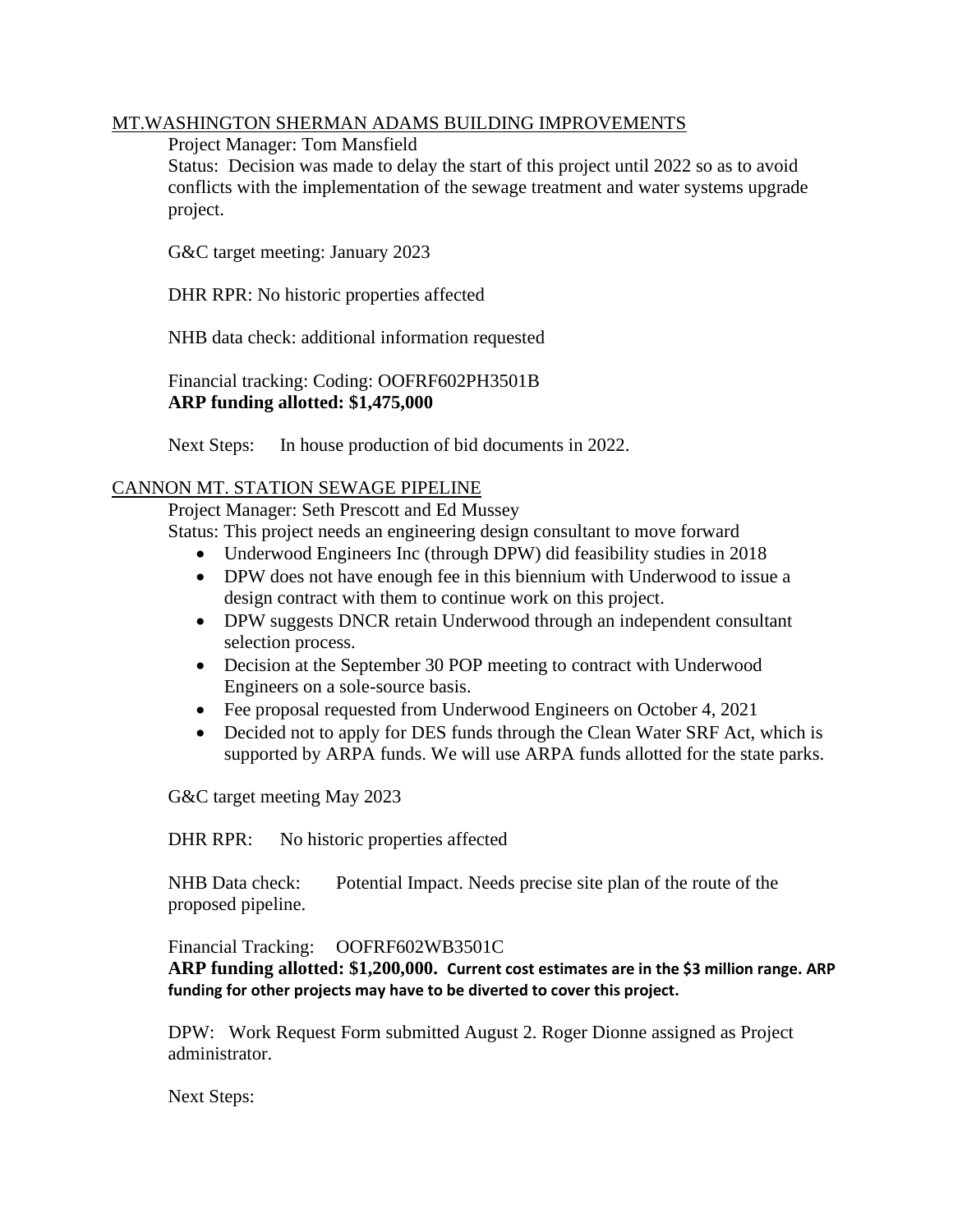MT.WASHINGTON SHERMAN ADAMS BUILDING IMPROVEMENTS

Project Manager: Tom Mansfield

Status: Decision was made to delay the start of this project until 2022 so as to avoid conflicts with the implementation of the sewage treatment and water systems upgrade project.

G&C target meeting: January 2023

DHR RPR: No historic properties affected

NHB data check: additional information requested

Financial tracking: Coding: OOFRF602PH3501B

**ARP funding allotted: $1,475,000**

Next Steps: In house production of bid documents in 2022.

CANNON MT. STATION SEWAGE PIPELINE

Project Manager: Seth Prescott and Ed Mussey

Status: This project needs an engineering design consultant to move forward

- Underwood Engineers Inc (through DPW) did feasibility studies in 2018
- DPW does not have enough fee in this biennium with Underwood to issue a design contract with them to continue work on this project.
- DPW suggests DNCR retain Underwood through an independent consultant selection process.
- Decision at the September 30 POP meeting to contract with Underwood Engineers on a sole-source basis.
- Fee proposal requested from Underwood Engineers on October 4, 2021
- Decided not to apply for DES funds through the Clean Water SRF Act, which is supported by ARPA funds. We will use ARPA funds allotted for the state parks.

G&C target meeting May 2023

DHR RPR: No historic properties affected

NHB Data check: Potential Impact. Needs precise site plan of the route of the proposed pipeline.

Financial Tracking: OOFRF602WB3501C

**ARP funding allotted: $1,200,000. Current cost estimates are in the $3 million range. ARP funding for other projects may have to be diverted to cover this project.**

DPW: Work Request Form submitted August 2. Roger Dionne assigned as Project administrator.

Next Steps: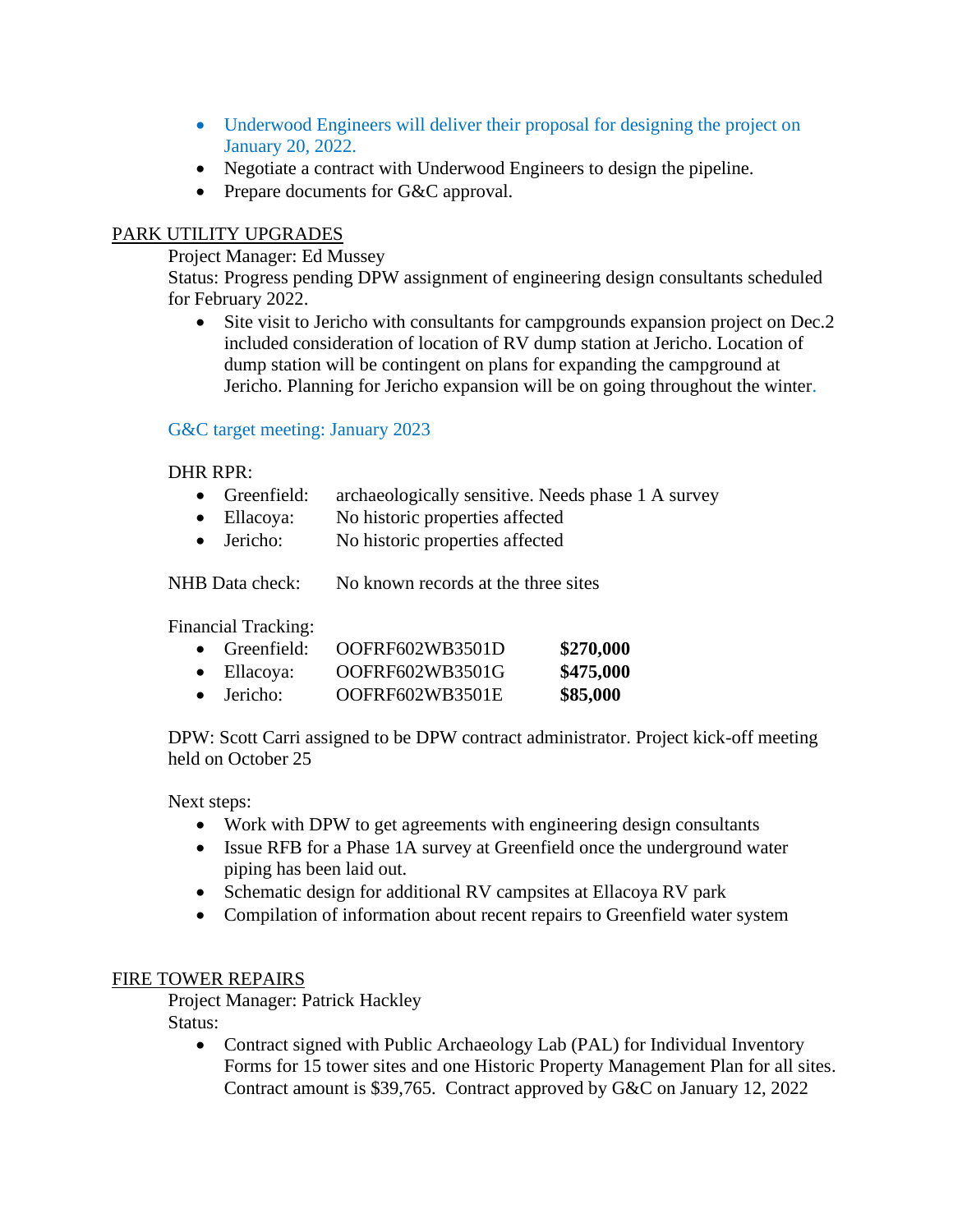- Underwood Engineers will deliver their proposal for designing the project on January 20, 2022.
- Negotiate a contract with Underwood Engineers to design the pipeline.
- Prepare documents for G&C approval.

PARK UTILITY UPGRADES

Project Manager: Ed Mussey

Status: Progress pending DPW assignment of engineering design consultants scheduled for February 2022.

- Site visit to Jericho with consultants for campgrounds expansion project on Dec.2 included consideration of location of RV dump station at Jericho. Location of dump station will be contingent on plans for expanding the campground at Jericho. Planning for Jericho expansion will be on going throughout the winter.

G&C target meeting: January 2023

DHR RPR:

- Greenfield: archaeologically sensitive. Needs phase 1 A survey
- Ellacoya: No historic properties affected
- Jericho: No historic properties affected

NHB Data check: No known records at the three sites

Financial Tracking:

- Greenfield: OOFRF602WB3501D **$270,000**
- Ellacoya: OOFRF602WB3501G **$475,000**
- Jericho: OOFRF602WB3501E **$85,000**

DPW: Scott Carri assigned to be DPW contract administrator. Project kick-off meeting held on October 25

Next steps:

- Work with DPW to get agreements with engineering design consultants
- Issue RFB for a Phase 1A survey at Greenfield once the underground water piping has been laid out.
- Schematic design for additional RV campsites at Ellacoya RV park
- Compilation of information about recent repairs to Greenfield water system

FIRE TOWER REPAIRS

Project Manager: Patrick Hackley

Status:

- Contract signed with Public Archaeology Lab (PAL) for Individual Inventory Forms for 15 tower sites and one Historic Property Management Plan for all sites. Contract amount is $39,765. Contract approved by G&C on January 12, 2022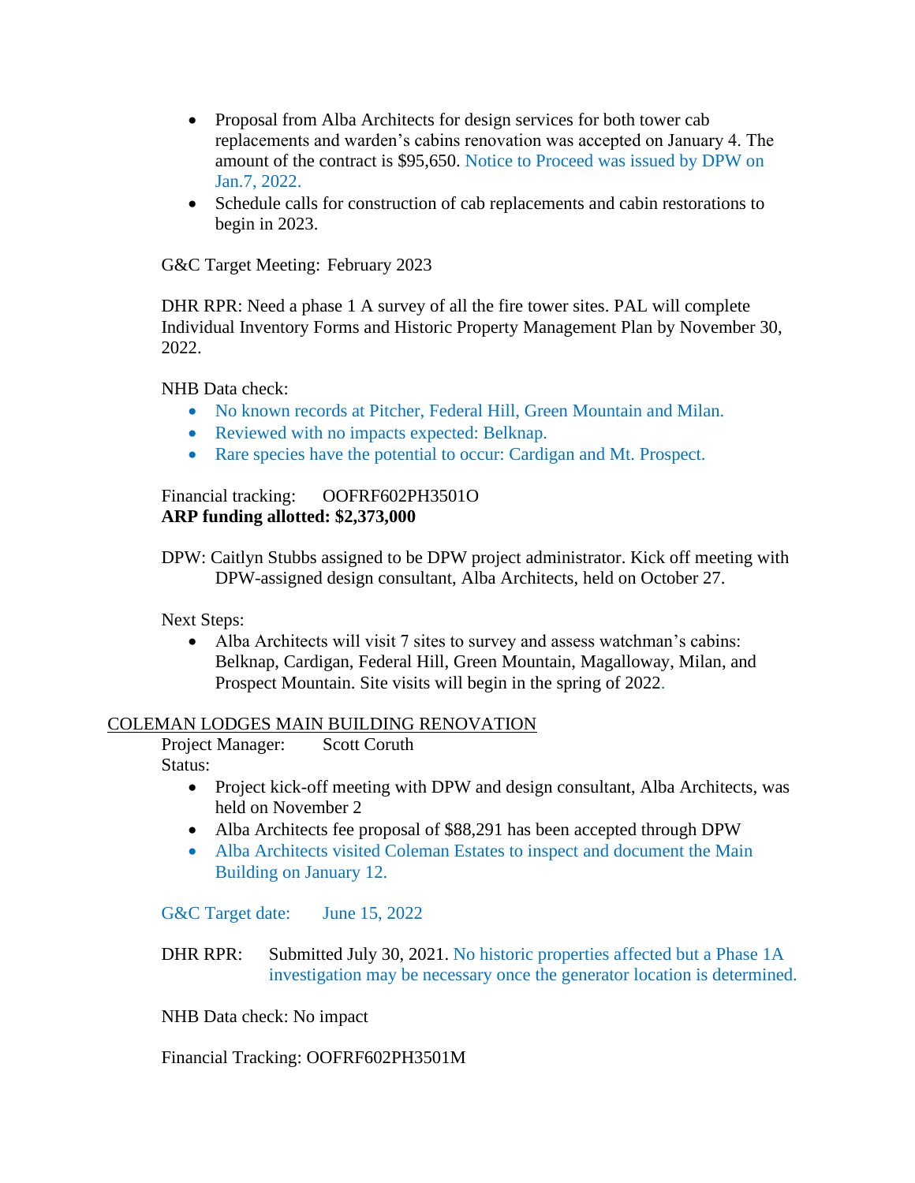- Proposal from Alba Architects for design services for both tower cab replacements and warden's cabins renovation was accepted on January 4. The amount of the contract is $95,650. Notice to Proceed was issued by DPW on Jan.7, 2022.
- Schedule calls for construction of cab replacements and cabin restorations to begin in 2023.

G&C Target Meeting: February 2023

DHR RPR: Need a phase 1 A survey of all the fire tower sites. PAL will complete Individual Inventory Forms and Historic Property Management Plan by November 30, 2022.

NHB Data check:

- No known records at Pitcher, Federal Hill, Green Mountain and Milan.
- Reviewed with no impacts expected: Belknap.
- Rare species have the potential to occur: Cardigan and Mt. Prospect.

Financial tracking: OOFRF602PH3501O
**ARP funding allotted: $2,373,000**

DPW: Caitlyn Stubbs assigned to be DPW project administrator. Kick off meeting with DPW-assigned design consultant, Alba Architects, held on October 27.

Next Steps:

- Alba Architects will visit 7 sites to survey and assess watchman's cabins: Belknap, Cardigan, Federal Hill, Green Mountain, Magalloway, Milan, and Prospect Mountain. Site visits will begin in the spring of 2022.

## COLEMAN LODGES MAIN BUILDING RENOVATION

Project Manager: Scott Coruth
Status:

- Project kick-off meeting with DPW and design consultant, Alba Architects, was held on November 2
- Alba Architects fee proposal of $88,291 has been accepted through DPW
- Alba Architects visited Coleman Estates to inspect and document the Main Building on January 12.

G&C Target date: June 15, 2022

DHR RPR: Submitted July 30, 2021. No historic properties affected but a Phase 1A investigation may be necessary once the generator location is determined.

NHB Data check: No impact

Financial Tracking: OOFRF602PH3501M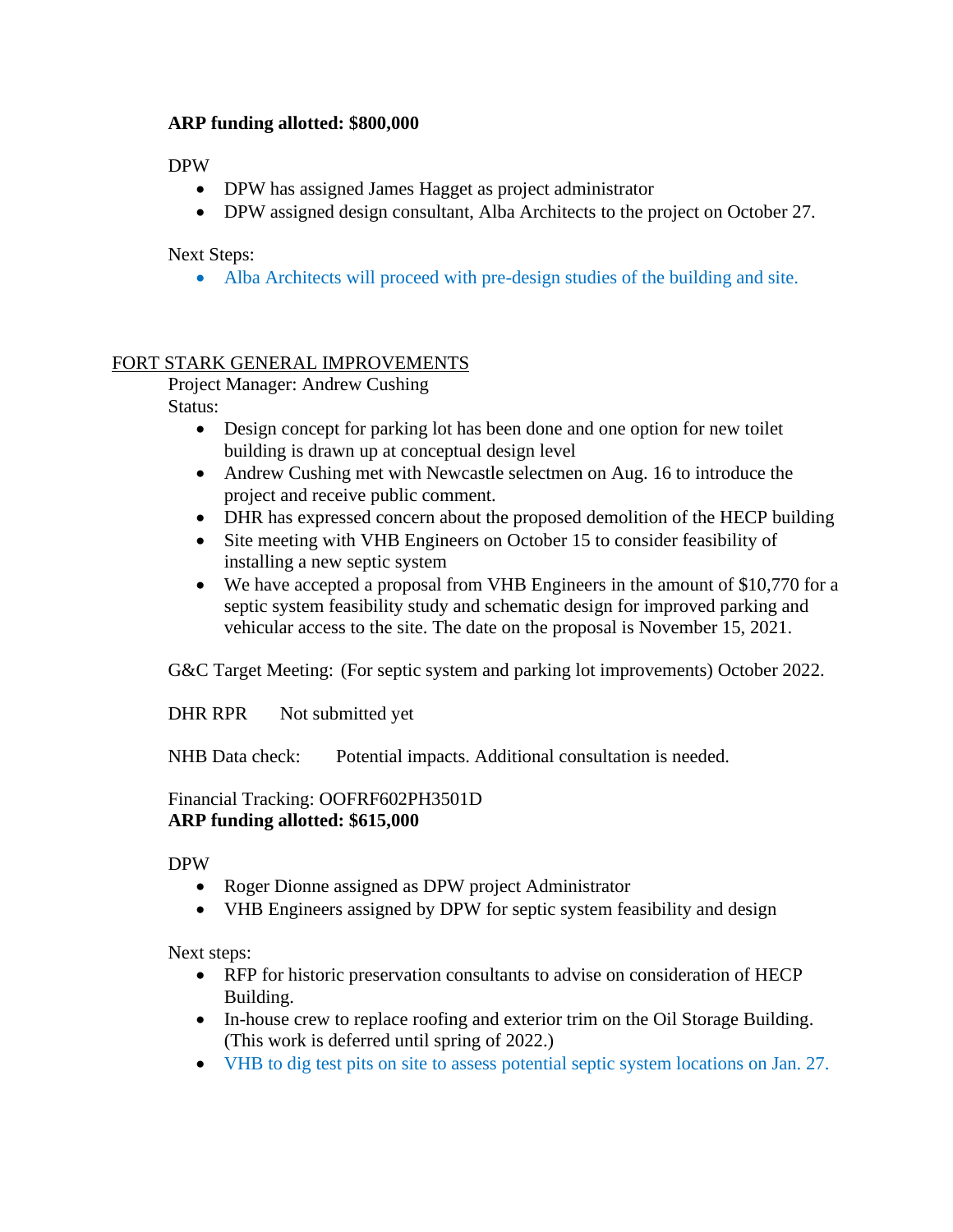**ARP funding allotted: $800,000**

DPW

- DPW has assigned James Hagget as project administrator
- DPW assigned design consultant, Alba Architects to the project on October 27.

Next Steps:

- Alba Architects will proceed with pre-design studies of the building and site.

FORT STARK GENERAL IMPROVEMENTS

Project Manager: Andrew Cushing

Status:

- Design concept for parking lot has been done and one option for new toilet building is drawn up at conceptual design level
- Andrew Cushing met with Newcastle selectmen on Aug. 16 to introduce the project and receive public comment.
- DHR has expressed concern about the proposed demolition of the HECP building
- Site meeting with VHB Engineers on October 15 to consider feasibility of installing a new septic system
- We have accepted a proposal from VHB Engineers in the amount of $10,770 for a septic system feasibility study and schematic design for improved parking and vehicular access to the site. The date on the proposal is November 15, 2021.

G&C Target Meeting: (For septic system and parking lot improvements) October 2022.

DHR RPR  Not submitted yet

NHB Data check:  Potential impacts. Additional consultation is needed.

Financial Tracking: OOFRF602PH3501D

**ARP funding allotted: $615,000**

DPW

- Roger Dionne assigned as DPW project Administrator
- VHB Engineers assigned by DPW for septic system feasibility and design

Next steps:

- RFP for historic preservation consultants to advise on consideration of HECP Building.
- In-house crew to replace roofing and exterior trim on the Oil Storage Building. (This work is deferred until spring of 2022.)
- VHB to dig test pits on site to assess potential septic system locations on Jan. 27.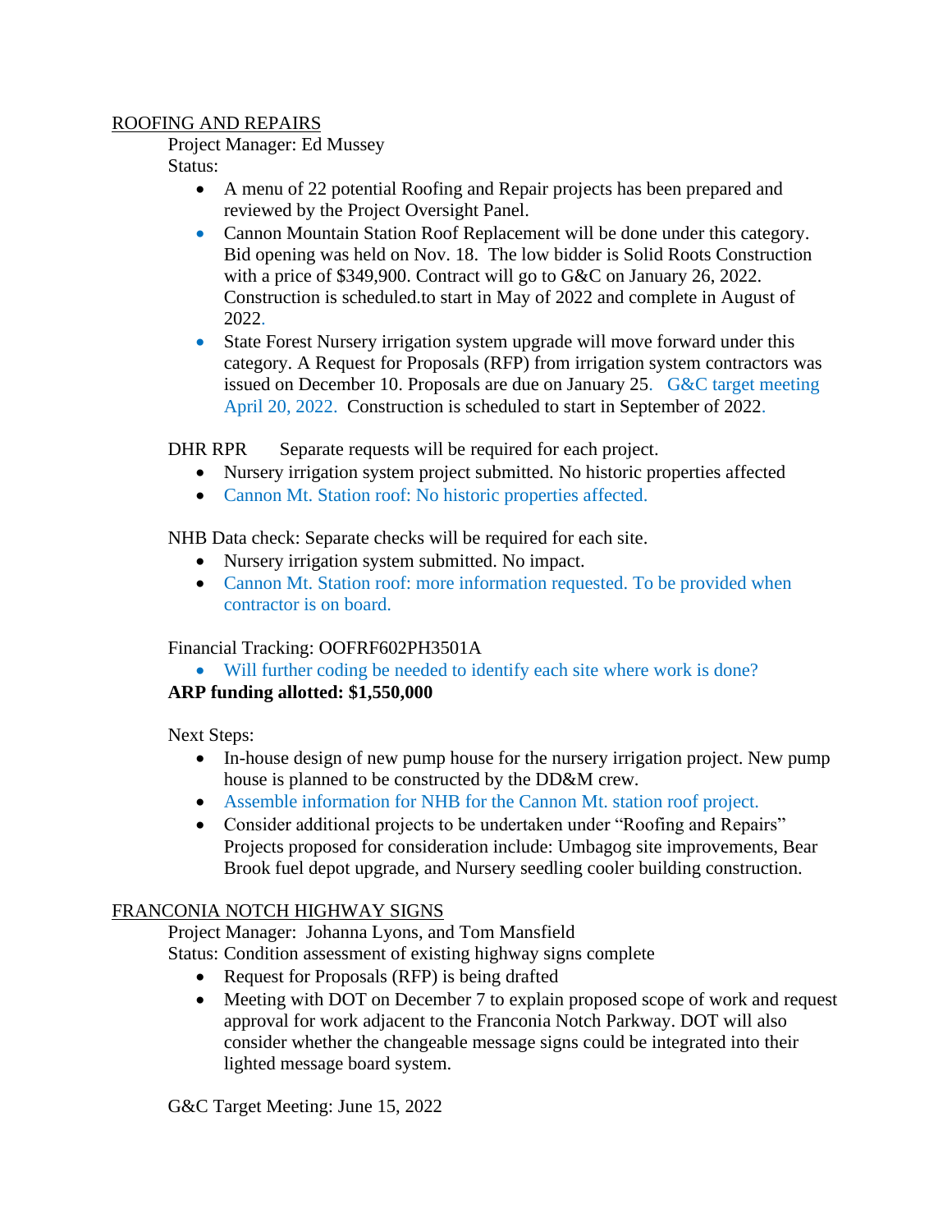<u>ROOFING AND REPAIRS</u>

Project Manager: Ed Mussey

Status:

- A menu of 22 potential Roofing and Repair projects has been prepared and reviewed by the Project Oversight Panel.
- Cannon Mountain Station Roof Replacement will be done under this category. Bid opening was held on Nov. 18. The low bidder is Solid Roots Construction with a price of $349,900. Contract will go to G&C on January 26, 2022. Construction is scheduled.to start in May of 2022 and complete in August of 2022.
- State Forest Nursery irrigation system upgrade will move forward under this category. A Request for Proposals (RFP) from irrigation system contractors was issued on December 10. Proposals are due on January 25. G&C target meeting April 20, 2022. Construction is scheduled to start in September of 2022.

DHR RPR Separate requests will be required for each project.

- Nursery irrigation system project submitted. No historic properties affected
- Cannon Mt. Station roof: No historic properties affected.

NHB Data check: Separate checks will be required for each site.

- Nursery irrigation system submitted. No impact.
- Cannon Mt. Station roof: more information requested. To be provided when contractor is on board.

Financial Tracking: OOFRF602PH3501A

- Will further coding be needed to identify each site where work is done?

**ARP funding allotted: $1,550,000**

Next Steps:

- In-house design of new pump house for the nursery irrigation project. New pump house is planned to be constructed by the DD&M crew.
- Assemble information for NHB for the Cannon Mt. station roof project.
- Consider additional projects to be undertaken under "Roofing and Repairs" Projects proposed for consideration include: Umbagog site improvements, Bear Brook fuel depot upgrade, and Nursery seedling cooler building construction.

<u>FRANCONIA NOTCH HIGHWAY SIGNS</u>

Project Manager: Johanna Lyons, and Tom Mansfield

Status: Condition assessment of existing highway signs complete

- Request for Proposals (RFP) is being drafted
- Meeting with DOT on December 7 to explain proposed scope of work and request approval for work adjacent to the Franconia Notch Parkway. DOT will also consider whether the changeable message signs could be integrated into their lighted message board system.

G&C Target Meeting: June 15, 2022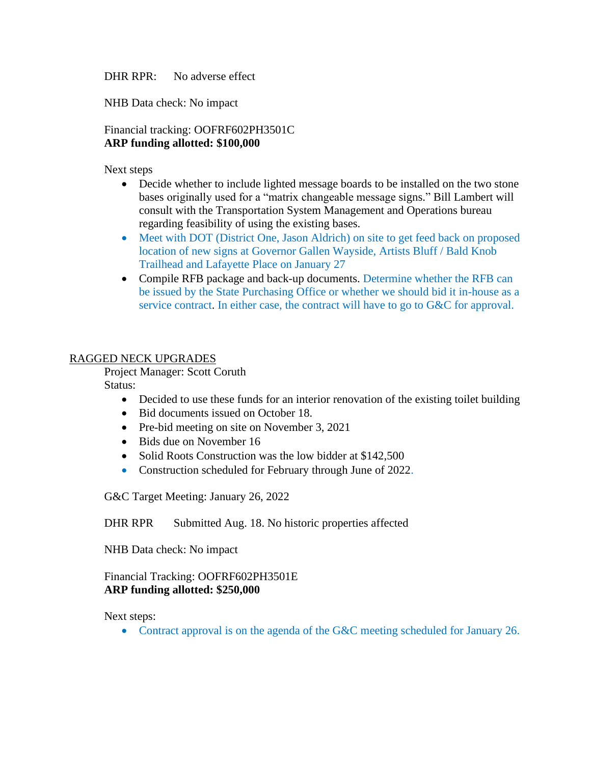DHR RPR: No adverse effect

NHB Data check: No impact

Financial tracking: OOFRF602PH3501C
**ARP funding allotted: $100,000**

Next steps

- Decide whether to include lighted message boards to be installed on the two stone bases originally used for a "matrix changeable message signs." Bill Lambert will consult with the Transportation System Management and Operations bureau regarding feasibility of using the existing bases.
- Meet with DOT (District One, Jason Aldrich) on site to get feed back on proposed location of new signs at Governor Gallen Wayside, Artists Bluff / Bald Knob Trailhead and Lafayette Place on January 27
- Compile RFB package and back-up documents. Determine whether the RFB can be issued by the State Purchasing Office or whether we should bid it in-house as a service contract. In either case, the contract will have to go to G&C for approval.

<u>RAGGED NECK UPGRADES</u>

Project Manager: Scott Coruth

Status:

- Decided to use these funds for an interior renovation of the existing toilet building
- Bid documents issued on October 18.
- Pre-bid meeting on site on November 3, 2021
- Bids due on November 16
- Solid Roots Construction was the low bidder at $142,500
- Construction scheduled for February through June of 2022.

G&C Target Meeting: January 26, 2022

DHR RPR Submitted Aug. 18. No historic properties affected

NHB Data check: No impact

Financial Tracking: OOFRF602PH3501E
**ARP funding allotted: $250,000**

Next steps:

- Contract approval is on the agenda of the G&C meeting scheduled for January 26.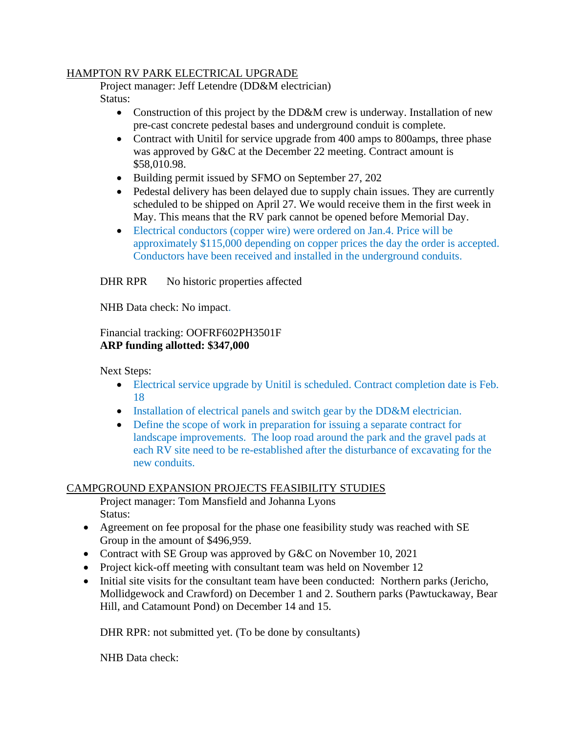HAMPTON RV PARK ELECTRICAL UPGRADE

Project manager: Jeff Letendre (DD&M electrician)

Status:

- Construction of this project by the DD&M crew is underway. Installation of new pre-cast concrete pedestal bases and underground conduit is complete.
- Contract with Unitil for service upgrade from 400 amps to 800amps, three phase was approved by G&C at the December 22 meeting. Contract amount is $58,010.98.
- Building permit issued by SFMO on September 27, 202
- Pedestal delivery has been delayed due to supply chain issues. They are currently scheduled to be shipped on April 27. We would receive them in the first week in May. This means that the RV park cannot be opened before Memorial Day.
- Electrical conductors (copper wire) were ordered on Jan.4. Price will be approximately $115,000 depending on copper prices the day the order is accepted. Conductors have been received and installed in the underground conduits.

DHR RPR No historic properties affected

NHB Data check: No impact.

Financial tracking: OOFRF602PH3501F

**ARP funding allotted: $347,000**

Next Steps:

- Electrical service upgrade by Unitil is scheduled. Contract completion date is Feb. 18
- Installation of electrical panels and switch gear by the DD&M electrician.
- Define the scope of work in preparation for issuing a separate contract for landscape improvements. The loop road around the park and the gravel pads at each RV site need to be re-established after the disturbance of excavating for the new conduits.

CAMPGROUND EXPANSION PROJECTS FEASIBILITY STUDIES

Project manager: Tom Mansfield and Johanna Lyons

Status:

- Agreement on fee proposal for the phase one feasibility study was reached with SE Group in the amount of $496,959.
- Contract with SE Group was approved by G&C on November 10, 2021
- Project kick-off meeting with consultant team was held on November 12
- Initial site visits for the consultant team have been conducted: Northern parks (Jericho, Mollidgewock and Crawford) on December 1 and 2. Southern parks (Pawtuckaway, Bear Hill, and Catamount Pond) on December 14 and 15.

DHR RPR: not submitted yet. (To be done by consultants)

NHB Data check: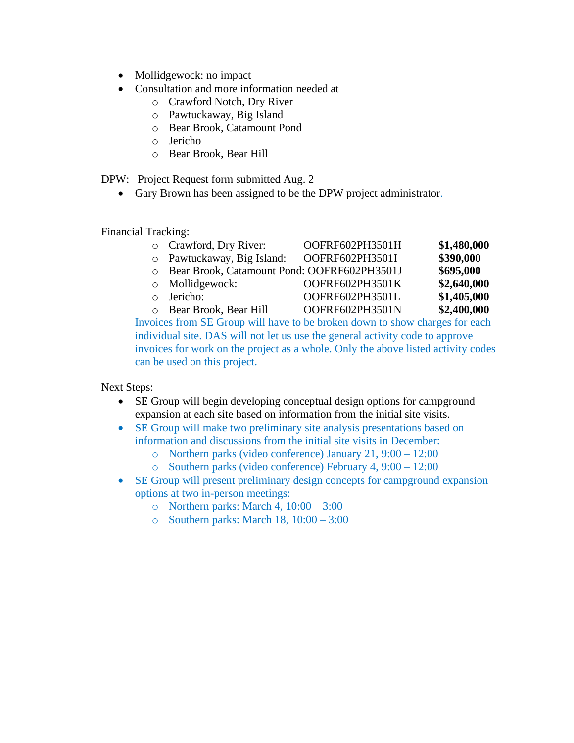- Mollidgewock: no impact
- Consultation and more information needed at
  - Crawford Notch, Dry River
  - Pawtuckaway, Big Island
  - Bear Brook, Catamount Pond
  - Jericho
  - Bear Brook, Bear Hill

DPW: Project Request form submitted Aug. 2

- Gary Brown has been assigned to be the DPW project administrator.

Financial Tracking:

| | | |
|---|---|---|
| Crawford, Dry River: | OOFRF602PH3501H | **$1,480,000** |
| Pawtuckaway, Big Island: | OOFRF602PH3501I | **$390,000** |
| Bear Brook, Catamount Pond: | OOFRF602PH3501J | **$695,000** |
| Mollidgewock: | OOFRF602PH3501K | **$2,640,000** |
| Jericho: | OOFRF602PH3501L | **$1,405,000** |
| Bear Brook, Bear Hill | OOFRF602PH3501N | **$2,400,000** |

Invoices from SE Group will have to be broken down to show charges for each individual site. DAS will not let us use the general activity code to approve invoices for work on the project as a whole. Only the above listed activity codes can be used on this project.

Next Steps:

- SE Group will begin developing conceptual design options for campground expansion at each site based on information from the initial site visits.
- SE Group will make two preliminary site analysis presentations based on information and discussions from the initial site visits in December:
  - Northern parks (video conference) January 21, 9:00 – 12:00
  - Southern parks (video conference) February 4, 9:00 – 12:00
- SE Group will present preliminary design concepts for campground expansion options at two in-person meetings:
  - Northern parks: March 4, 10:00 – 3:00
  - Southern parks: March 18, 10:00 – 3:00